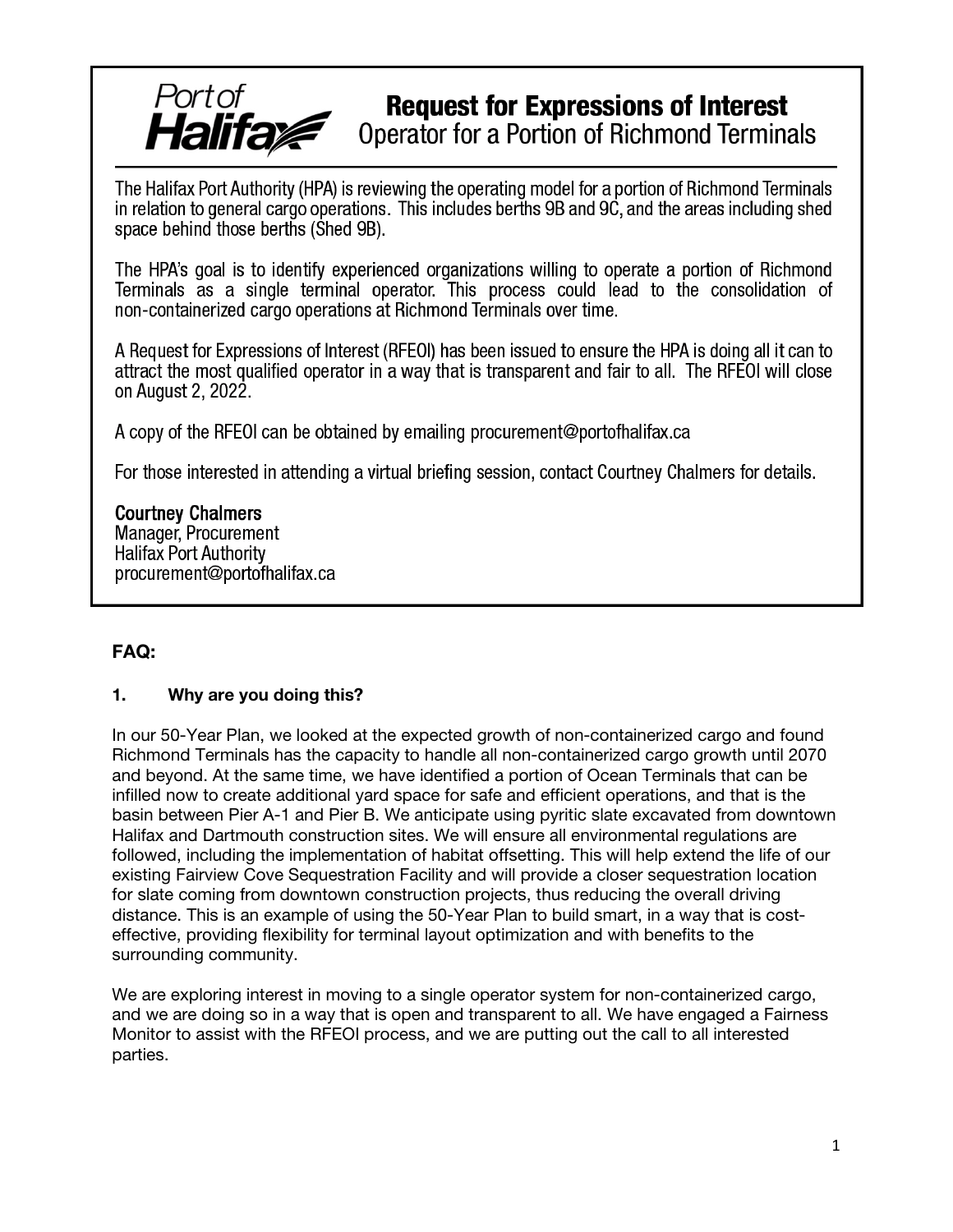Port of Halifax

# Request for Expressions of Interest

## Operator for a Portion of Richmond Terminals

The Halifax Port Authority (HPA) is reviewing the operating model for a portion of Richmond Terminals in relation to general cargo operations. This includes berths 9B and 9C, and the areas including shed space behind those berths (Shed 9B).

The HPA's goal is to identify experienced organizations willing to operate a portion of Richmond Terminals as a single terminal operator. This process could lead to the consolidation of non-containerized cargo operations at Richmond Terminals over time.

A Request for Expressions of Interest (RFEOI) has been issued to ensure the HPA is doing all it can to attract the most qualified operator in a way that is transparent and fair to all. The RFEOI will close on August 2, 2022.

A copy of the RFEOI can be obtained by emailing procurement@portofhalifax.ca

For those interested in attending a virtual briefing session, contact Courtney Chalmers for details.

**Courtney Chalmers**
Manager, Procurement
Halifax Port Authority
procurement@portofhalifax.ca

## FAQ:

### 1. Why are you doing this?

In our 50-Year Plan, we looked at the expected growth of non-containerized cargo and found Richmond Terminals has the capacity to handle all non-containerized cargo growth until 2070 and beyond. At the same time, we have identified a portion of Ocean Terminals that can be infilled now to create additional yard space for safe and efficient operations, and that is the basin between Pier A-1 and Pier B. We anticipate using pyritic slate excavated from downtown Halifax and Dartmouth construction sites. We will ensure all environmental regulations are followed, including the implementation of habitat offsetting. This will help extend the life of our existing Fairview Cove Sequestration Facility and will provide a closer sequestration location for slate coming from downtown construction projects, thus reducing the overall driving distance. This is an example of using the 50-Year Plan to build smart, in a way that is cost-effective, providing flexibility for terminal layout optimization and with benefits to the surrounding community.

We are exploring interest in moving to a single operator system for non-containerized cargo, and we are doing so in a way that is open and transparent to all. We have engaged a Fairness Monitor to assist with the RFEOI process, and we are putting out the call to all interested parties.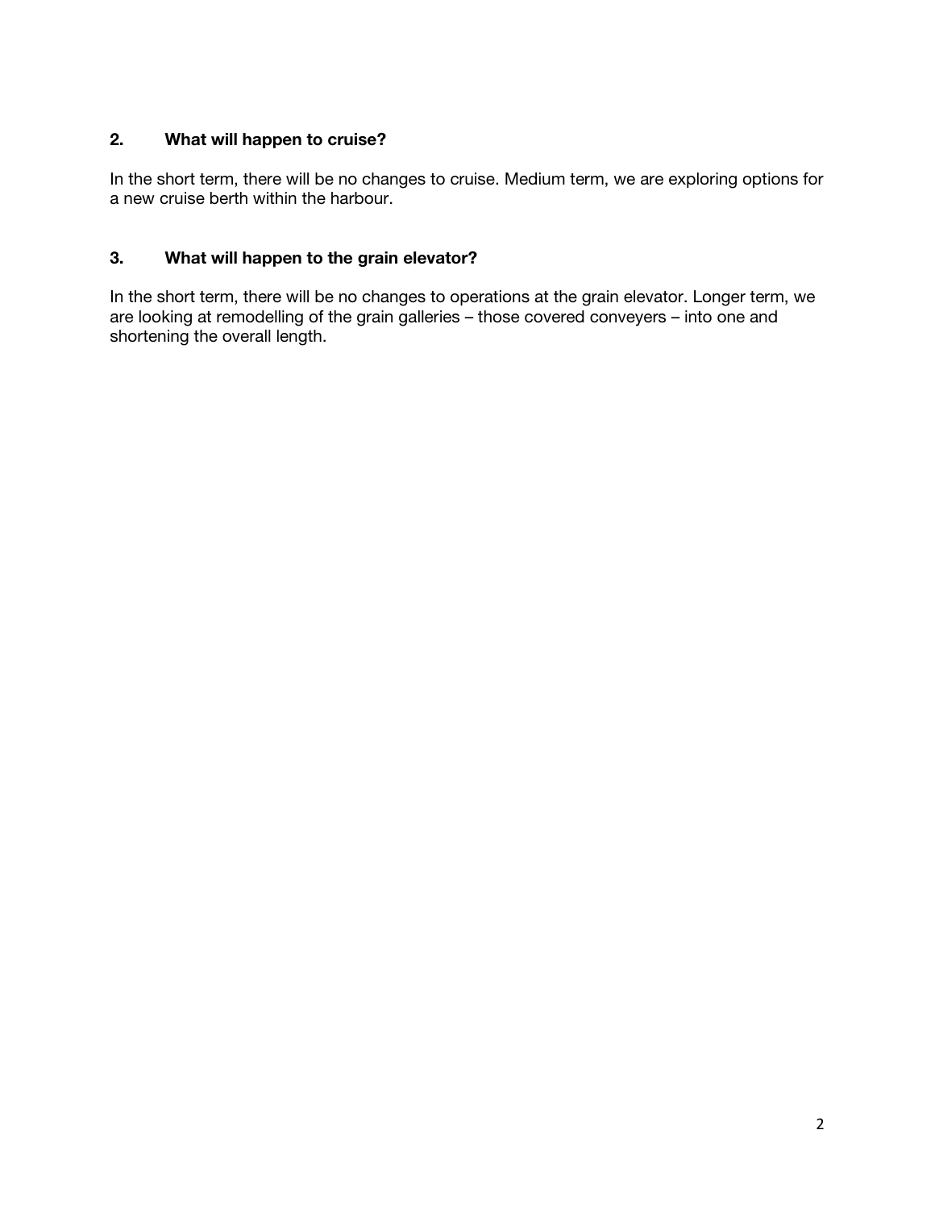## 2. What will happen to cruise?

In the short term, there will be no changes to cruise. Medium term, we are exploring options for a new cruise berth within the harbour.

## 3. What will happen to the grain elevator?

In the short term, there will be no changes to operations at the grain elevator. Longer term, we are looking at remodelling of the grain galleries – those covered conveyers – into one and shortening the overall length.